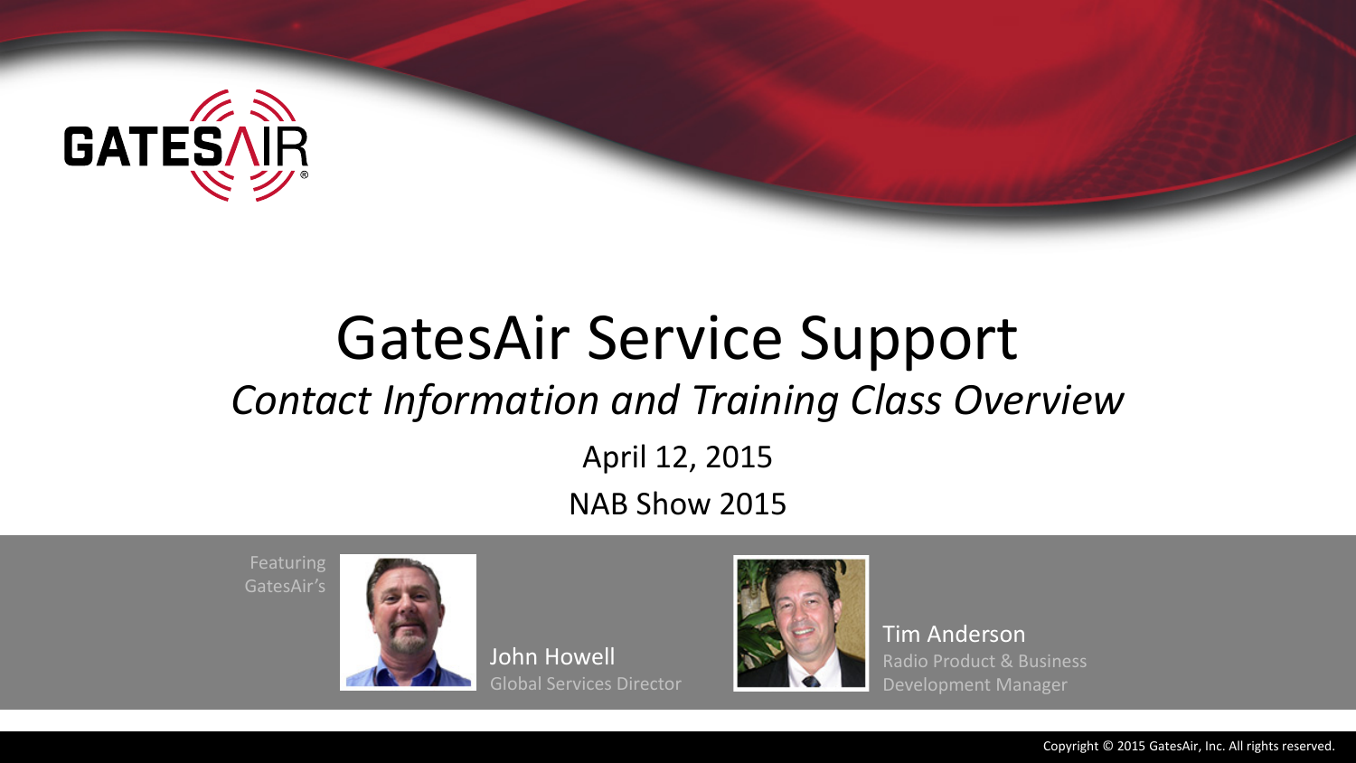# GatesAir Service Support

*Contact Information and Training Class Overview*

April 12, 2015

NAB Show 2015

Featuring GatesAir's

John Howell
Global Services Director

Tim Anderson
Radio Product & Business Development Manager

Copyright © 2015 GatesAir, Inc. All rights reserved.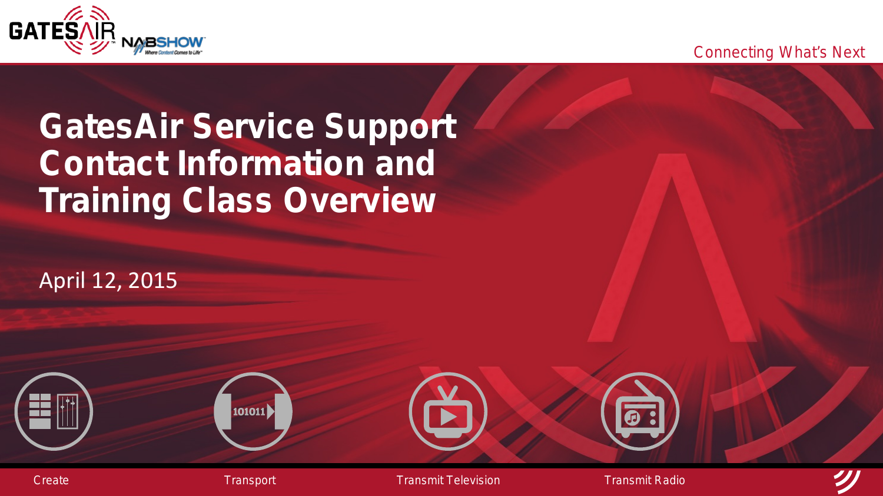Connecting What's Next

# GatesAir Service Support Contact Information and Training Class Overview

April 12, 2015

Create

Transport

Transmit Television

Transmit Radio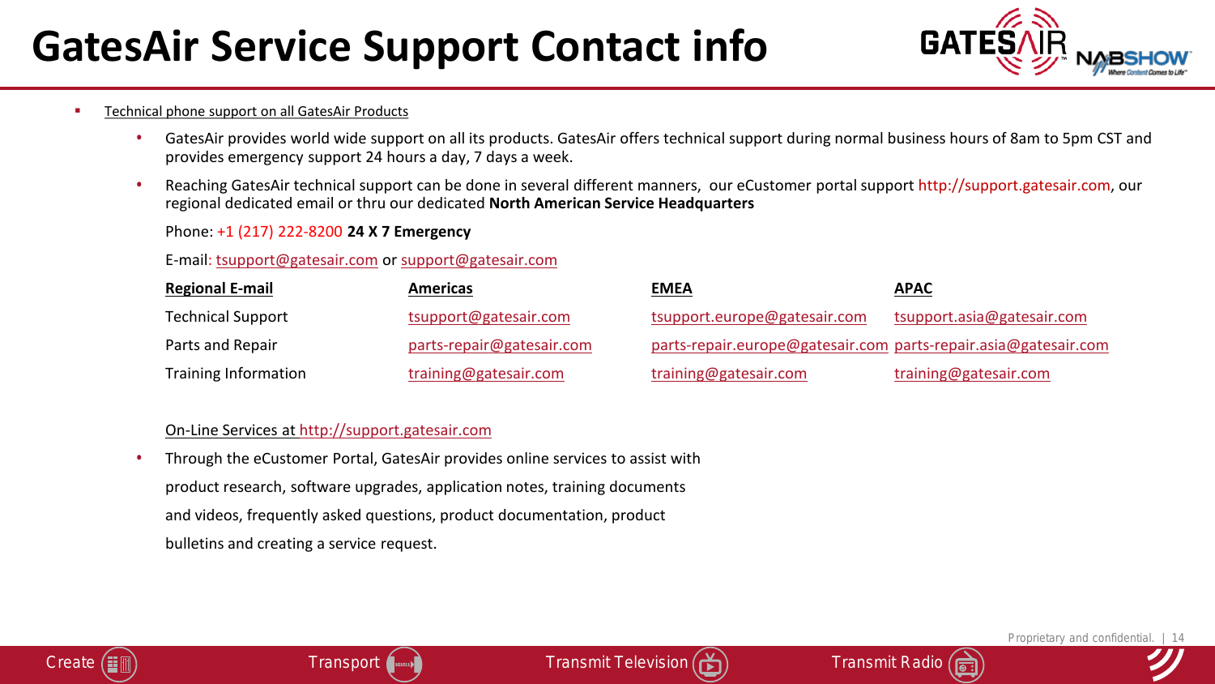# GatesAir Service Support Contact info

- Technical phone support on all GatesAir Products
  - GatesAir provides world wide support on all its products. GatesAir offers technical support during normal business hours of 8am to 5pm CST and provides emergency support 24 hours a day, 7 days a week.
  - Reaching GatesAir technical support can be done in several different manners, our eCustomer portal support http://support.gatesair.com, our regional dedicated email or thru our dedicated **North American Service Headquarters**

    Phone: +1 (217) 222-8200 **24 X 7 Emergency**

    E-mail: tsupport@gatesair.com or support@gatesair.com

| **Regional E-mail** | **Americas** | **EMEA** | **APAC** |
|---|---|---|---|
| Technical Support | tsupport@gatesair.com | tsupport.europe@gatesair.com | tsupport.asia@gatesair.com |
| Parts and Repair | parts-repair@gatesair.com | parts-repair.europe@gatesair.com | parts-repair.asia@gatesair.com |
| Training Information | training@gatesair.com | training@gatesair.com | training@gatesair.com |

On-Line Services at http://support.gatesair.com

- Through the eCustomer Portal, GatesAir provides online services to assist with product research, software upgrades, application notes, training documents and videos, frequently asked questions, product documentation, product bulletins and creating a service request.

Proprietary and confidential.

Create | Transport | Transmit Television | Transmit Radio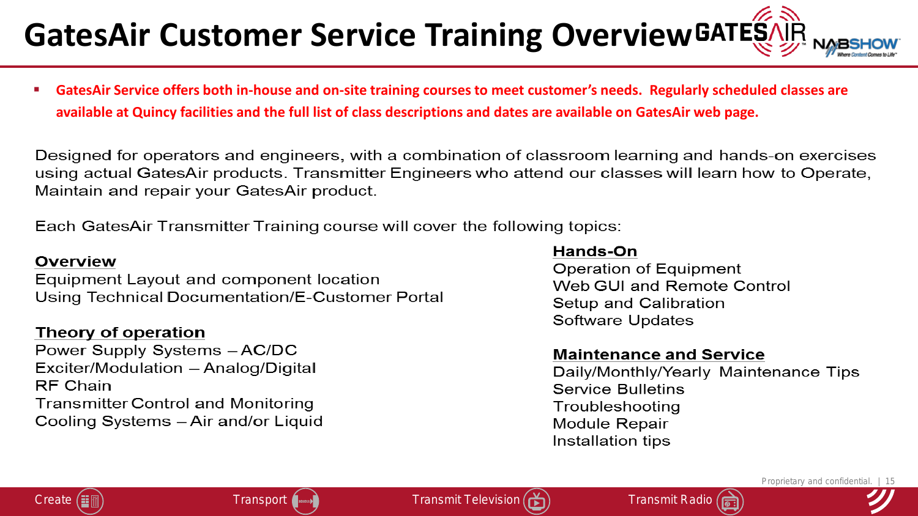# GatesAir Customer Service Training Overview

- **GatesAir Service offers both in-house and on-site training courses to meet customer's needs. Regularly scheduled classes are available at Quincy facilities and the full list of class descriptions and dates are available on GatesAir web page.**

Designed for operators and engineers, with a combination of classroom learning and hands-on exercises using actual GatesAir products. Transmitter Engineers who attend our classes will learn how to Operate, Maintain and repair your GatesAir product.

Each GatesAir Transmitter Training course will cover the following topics:

**Overview**

Equipment Layout and component location
Using Technical Documentation/E-Customer Portal

**Theory of operation**

Power Supply Systems – AC/DC
Exciter/Modulation – Analog/Digital
RF Chain
Transmitter Control and Monitoring
Cooling Systems – Air and/or Liquid

**Hands-On**

Operation of Equipment
Web GUI and Remote Control
Setup and Calibration
Software Updates

**Maintenance and Service**

Daily/Monthly/Yearly Maintenance Tips
Service Bulletins
Troubleshooting
Module Repair
Installation tips

Proprietary and confidential.

Create | Transport | Transmit Television | Transmit Radio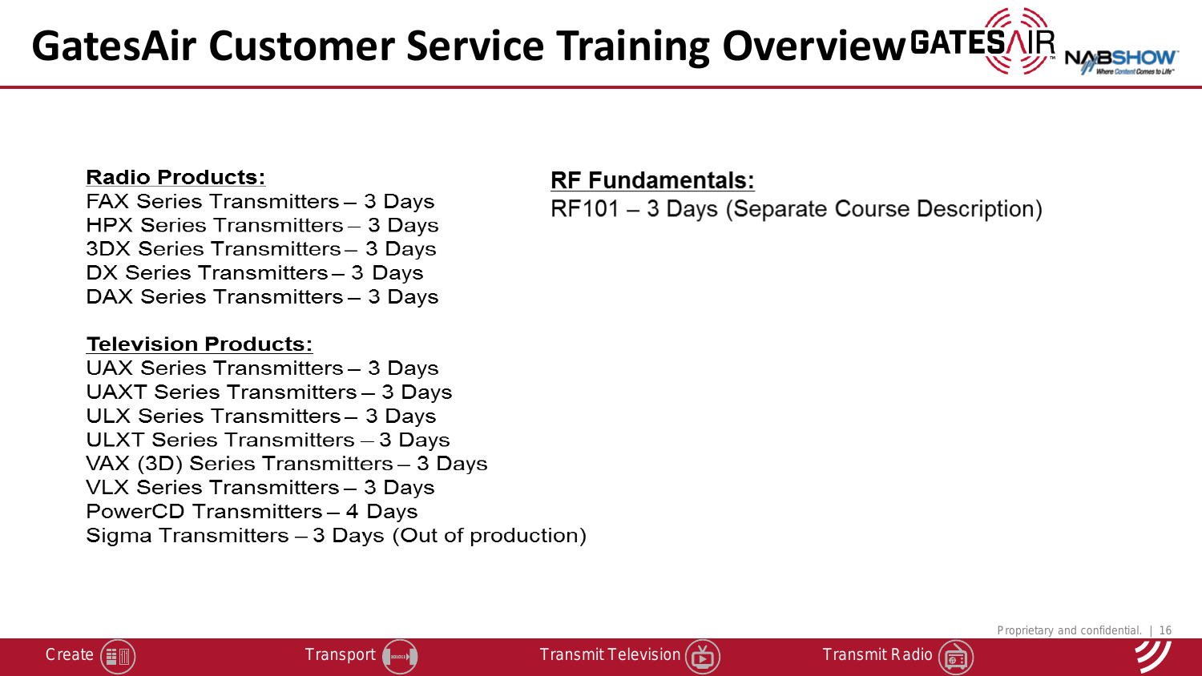# GatesAir Customer Service Training Overview

**Radio Products:**

FAX Series Transmitters – 3 Days
HPX Series Transmitters – 3 Days
3DX Series Transmitters – 3 Days
DX Series Transmitters – 3 Days
DAX Series Transmitters – 3 Days

**Television Products:**

UAX Series Transmitters – 3 Days
UAXT Series Transmitters – 3 Days
ULX Series Transmitters – 3 Days
ULXT Series Transmitters – 3 Days
VAX (3D) Series Transmitters – 3 Days
VLX Series Transmitters – 3 Days
PowerCD Transmitters – 4 Days
Sigma Transmitters – 3 Days (Out of production)

**RF Fundamentals:**

RF101 – 3 Days (Separate Course Description)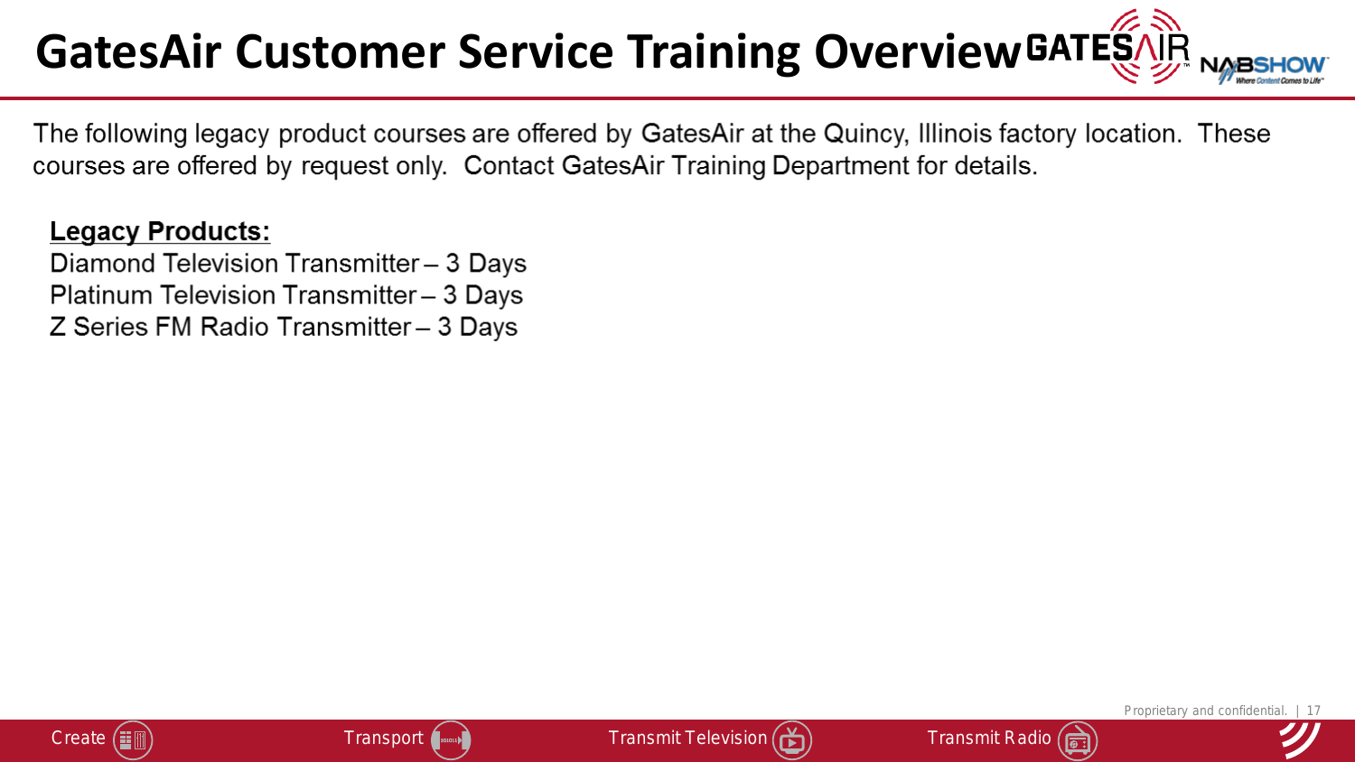# GatesAir Customer Service Training Overview

The following legacy product courses are offered by GatesAir at the Quincy, Illinois factory location. These courses are offered by request only. Contact GatesAir Training Department for details.

**Legacy Products:**

Diamond Television Transmitter – 3 Days
Platinum Television Transmitter – 3 Days
Z Series FM Radio Transmitter – 3 Days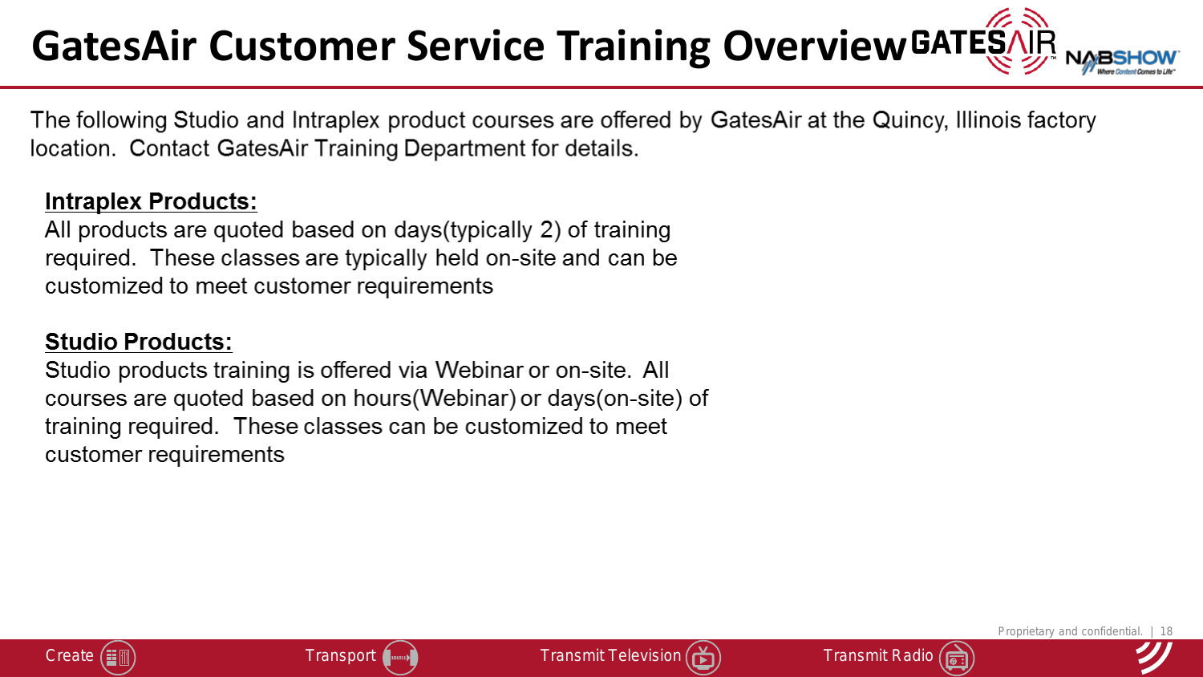# GatesAir Customer Service Training Overview

The following Studio and Intraplex product courses are offered by GatesAir at the Quincy, Illinois factory location. Contact GatesAir Training Department for details.

**Intraplex Products:**

All products are quoted based on days(typically 2) of training required. These classes are typically held on-site and can be customized to meet customer requirements

**Studio Products:**

Studio products training is offered via Webinar or on-site. All courses are quoted based on hours(Webinar) or days(on-site) of training required. These classes can be customized to meet customer requirements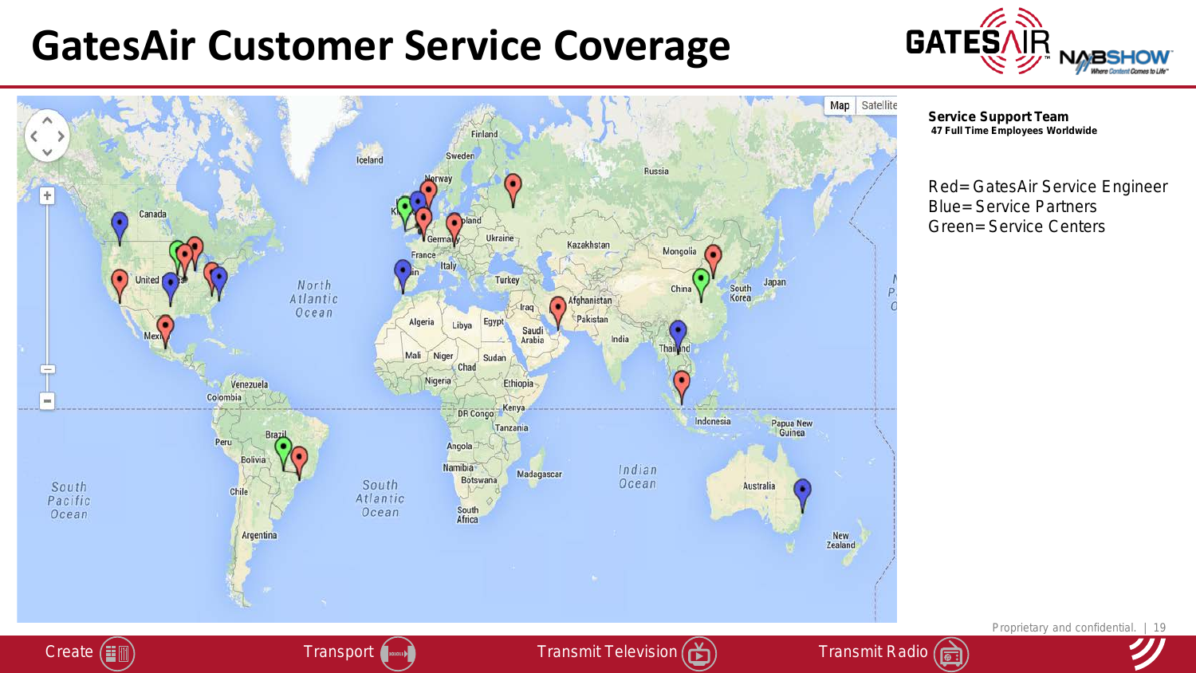# GatesAir Customer Service Coverage

**Service Support Team**
**47 Full Time Employees Worldwide**

Red= GatesAir Service Engineer
Blue= Service Partners
Green= Service Centers

Proprietary and confidential.

Create
Transport
Transmit Television
Transmit Radio